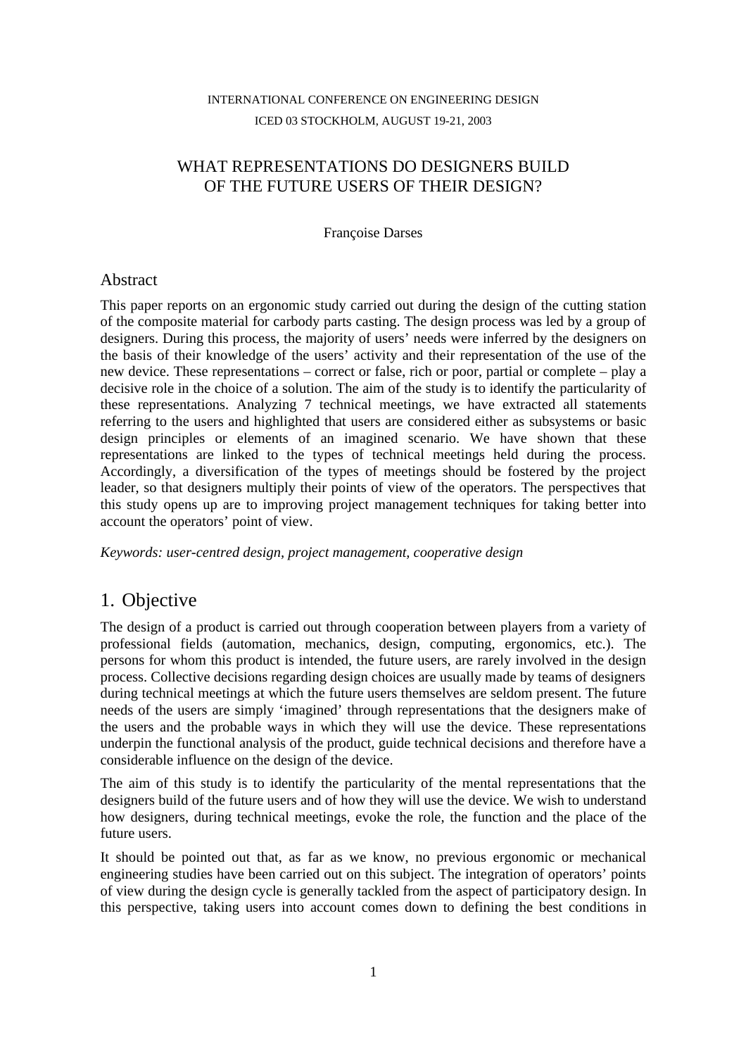INTERNATIONAL CONFERENCE ON ENGINEERING DESIGN
ICED 03 STOCKHOLM, AUGUST 19-21, 2003

# WHAT REPRESENTATIONS DO DESIGNERS BUILD OF THE FUTURE USERS OF THEIR DESIGN?

Françoise Darses

## Abstract

This paper reports on an ergonomic study carried out during the design of the cutting station of the composite material for carbody parts casting. The design process was led by a group of designers. During this process, the majority of users' needs were inferred by the designers on the basis of their knowledge of the users' activity and their representation of the use of the new device. These representations – correct or false, rich or poor, partial or complete – play a decisive role in the choice of a solution. The aim of the study is to identify the particularity of these representations. Analyzing 7 technical meetings, we have extracted all statements referring to the users and highlighted that users are considered either as subsystems or basic design principles or elements of an imagined scenario. We have shown that these representations are linked to the types of technical meetings held during the process. Accordingly, a diversification of the types of meetings should be fostered by the project leader, so that designers multiply their points of view of the operators. The perspectives that this study opens up are to improving project management techniques for taking better into account the operators' point of view.

*Keywords: user-centred design, project management, cooperative design*

## 1. Objective

The design of a product is carried out through cooperation between players from a variety of professional fields (automation, mechanics, design, computing, ergonomics, etc.). The persons for whom this product is intended, the future users, are rarely involved in the design process. Collective decisions regarding design choices are usually made by teams of designers during technical meetings at which the future users themselves are seldom present. The future needs of the users are simply 'imagined' through representations that the designers make of the users and the probable ways in which they will use the device. These representations underpin the functional analysis of the product, guide technical decisions and therefore have a considerable influence on the design of the device.

The aim of this study is to identify the particularity of the mental representations that the designers build of the future users and of how they will use the device. We wish to understand how designers, during technical meetings, evoke the role, the function and the place of the future users.

It should be pointed out that, as far as we know, no previous ergonomic or mechanical engineering studies have been carried out on this subject. The integration of operators' points of view during the design cycle is generally tackled from the aspect of participatory design. In this perspective, taking users into account comes down to defining the best conditions in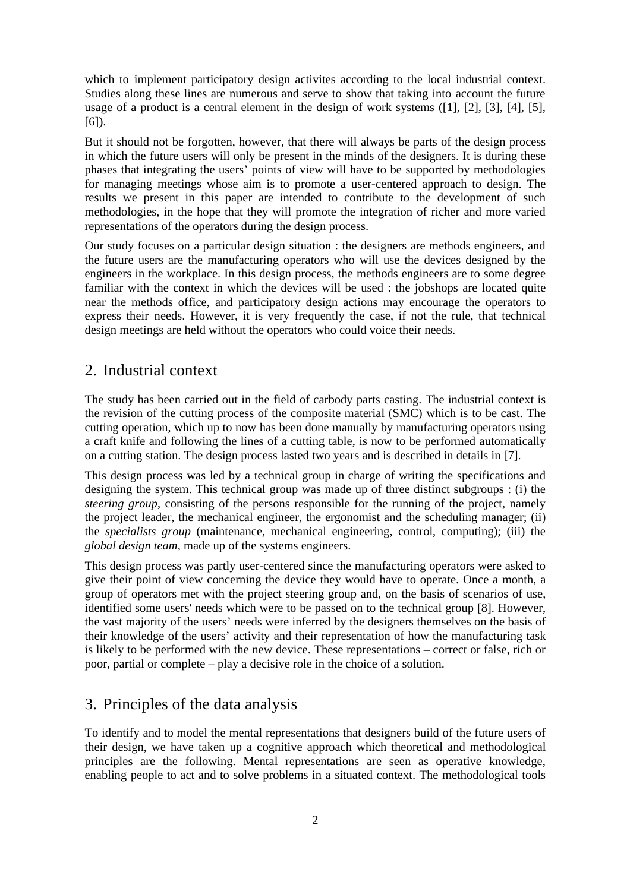which to implement participatory design activites according to the local industrial context. Studies along these lines are numerous and serve to show that taking into account the future usage of a product is a central element in the design of work systems ([1], [2], [3], [4], [5], [6]).

But it should not be forgotten, however, that there will always be parts of the design process in which the future users will only be present in the minds of the designers. It is during these phases that integrating the users' points of view will have to be supported by methodologies for managing meetings whose aim is to promote a user-centered approach to design. The results we present in this paper are intended to contribute to the development of such methodologies, in the hope that they will promote the integration of richer and more varied representations of the operators during the design process.

Our study focuses on a particular design situation : the designers are methods engineers, and the future users are the manufacturing operators who will use the devices designed by the engineers in the workplace. In this design process, the methods engineers are to some degree familiar with the context in which the devices will be used : the jobshops are located quite near the methods office, and participatory design actions may encourage the operators to express their needs. However, it is very frequently the case, if not the rule, that technical design meetings are held without the operators who could voice their needs.

## 2. Industrial context

The study has been carried out in the field of carbody parts casting. The industrial context is the revision of the cutting process of the composite material (SMC) which is to be cast. The cutting operation, which up to now has been done manually by manufacturing operators using a craft knife and following the lines of a cutting table, is now to be performed automatically on a cutting station. The design process lasted two years and is described in details in [7].

This design process was led by a technical group in charge of writing the specifications and designing the system. This technical group was made up of three distinct subgroups : (i) the *steering group*, consisting of the persons responsible for the running of the project, namely the project leader, the mechanical engineer, the ergonomist and the scheduling manager; (ii) the *specialists group* (maintenance, mechanical engineering, control, computing); (iii) the *global design team*, made up of the systems engineers.

This design process was partly user-centered since the manufacturing operators were asked to give their point of view concerning the device they would have to operate. Once a month, a group of operators met with the project steering group and, on the basis of scenarios of use, identified some users' needs which were to be passed on to the technical group [8]. However, the vast majority of the users' needs were inferred by the designers themselves on the basis of their knowledge of the users' activity and their representation of how the manufacturing task is likely to be performed with the new device. These representations – correct or false, rich or poor, partial or complete – play a decisive role in the choice of a solution.

## 3. Principles of the data analysis

To identify and to model the mental representations that designers build of the future users of their design, we have taken up a cognitive approach which theoretical and methodological principles are the following. Mental representations are seen as operative knowledge, enabling people to act and to solve problems in a situated context. The methodological tools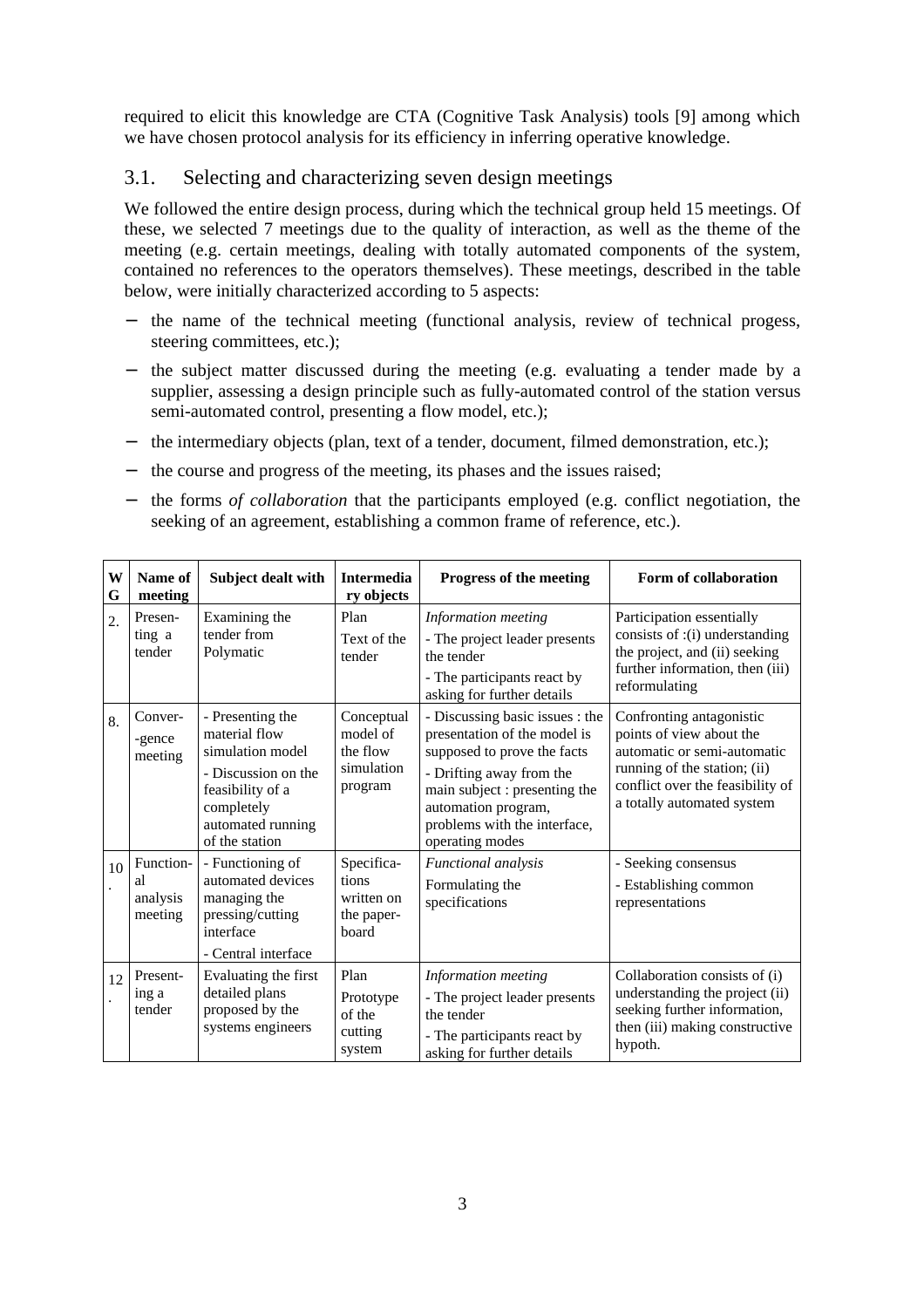required to elicit this knowledge are CTA (Cognitive Task Analysis) tools [9] among which we have chosen protocol analysis for its efficiency in inferring operative knowledge.

## 3.1. Selecting and characterizing seven design meetings

We followed the entire design process, during which the technical group held 15 meetings. Of these, we selected 7 meetings due to the quality of interaction, as well as the theme of the meeting (e.g. certain meetings, dealing with totally automated components of the system, contained no references to the operators themselves). These meetings, described in the table below, were initially characterized according to 5 aspects:

- the name of the technical meeting (functional analysis, review of technical progess, steering committees, etc.);
- the subject matter discussed during the meeting (e.g. evaluating a tender made by a supplier, assessing a design principle such as fully-automated control of the station versus semi-automated control, presenting a flow model, etc.);
- the intermediary objects (plan, text of a tender, document, filmed demonstration, etc.);
- the course and progress of the meeting, its phases and the issues raised;
- the forms *of collaboration* that the participants employed (e.g. conflict negotiation, the seeking of an agreement, establishing a common frame of reference, etc.).

| WG | Name of meeting | Subject dealt with | Intermediary objects | Progress of the meeting | Form of collaboration |
|---|---|---|---|---|---|
| 2. | Presenting a tender | Examining the tender from Polymatic | Plan<br>Text of the tender | *Information meeting*<br>- The project leader presents the tender<br>- The participants react by asking for further details | Participation essentially consists of :(i) understanding the project, and (ii) seeking further information, then (iii) reformulating |
| 8. | Convergence meeting | - Presenting the material flow simulation model<br>- Discussion on the feasibility of a completely automated running of the station | Conceptual model of the flow simulation program | - Discussing basic issues : the presentation of the model is supposed to prove the facts<br>- Drifting away from the main subject : presenting the automation program, problems with the interface, operating modes | Confronting antagonistic points of view about the automatic or semi-automatic running of the station; (ii) conflict over the feasibility of a totally automated system |
| 10. | Functional analysis meeting | - Functioning of automated devices managing the pressing/cutting interface<br>- Central interface | Specifications written on the paper-board | *Functional analysis*<br>Formulating the specifications | - Seeking consensus<br>- Establishing common representations |
| 12. | Presenting a tender | Evaluating the first detailed plans proposed by the systems engineers | Plan<br>Prototype of the cutting system | *Information meeting*<br>- The project leader presents the tender<br>- The participants react by asking for further details | Collaboration consists of (i) understanding the project (ii) seeking further information, then (iii) making constructive hypoth. |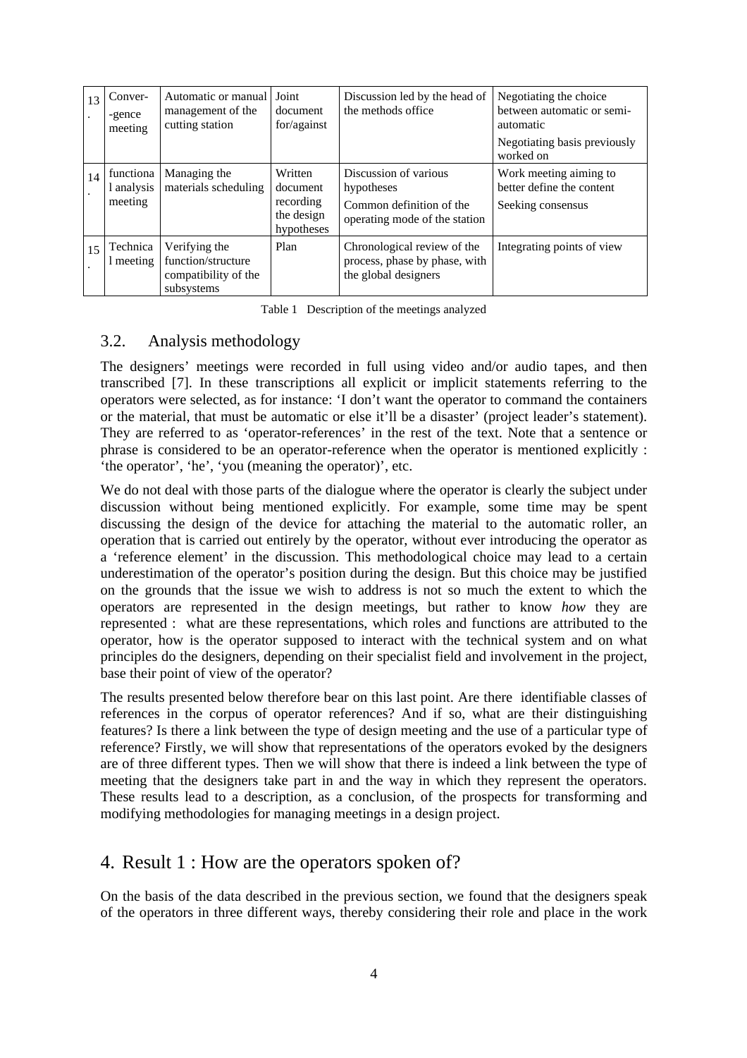| 13. | Conver--gence meeting | Automatic or manual management of the cutting station | Joint document for/against | Discussion led by the head of the methods office | Negotiating the choice between automatic or semi-automatic<br>Negotiating basis previously worked on |
|---|---|---|---|---|---|
| 14. | functional analysis meeting | Managing the materials scheduling | Written document recording the design hypotheses | Discussion of various hypotheses<br>Common definition of the operating mode of the station | Work meeting aiming to better define the content<br>Seeking consensus |
| 15. | Technical meeting | Verifying the function/structure compatibility of the subsystems | Plan | Chronological review of the process, phase by phase, with the global designers | Integrating points of view |

Table 1 Description of the meetings analyzed

## 3.2. Analysis methodology

The designers' meetings were recorded in full using video and/or audio tapes, and then transcribed [7]. In these transcriptions all explicit or implicit statements referring to the operators were selected, as for instance: 'I don't want the operator to command the containers or the material, that must be automatic or else it'll be a disaster' (project leader's statement). They are referred to as 'operator-references' in the rest of the text. Note that a sentence or phrase is considered to be an operator-reference when the operator is mentioned explicitly : 'the operator', 'he', 'you (meaning the operator)', etc.

We do not deal with those parts of the dialogue where the operator is clearly the subject under discussion without being mentioned explicitly. For example, some time may be spent discussing the design of the device for attaching the material to the automatic roller, an operation that is carried out entirely by the operator, without ever introducing the operator as a 'reference element' in the discussion. This methodological choice may lead to a certain underestimation of the operator's position during the design. But this choice may be justified on the grounds that the issue we wish to address is not so much the extent to which the operators are represented in the design meetings, but rather to know *how* they are represented : what are these representations, which roles and functions are attributed to the operator, how is the operator supposed to interact with the technical system and on what principles do the designers, depending on their specialist field and involvement in the project, base their point of view of the operator?

The results presented below therefore bear on this last point. Are there identifiable classes of references in the corpus of operator references? And if so, what are their distinguishing features? Is there a link between the type of design meeting and the use of a particular type of reference? Firstly, we will show that representations of the operators evoked by the designers are of three different types. Then we will show that there is indeed a link between the type of meeting that the designers take part in and the way in which they represent the operators. These results lead to a description, as a conclusion, of the prospects for transforming and modifying methodologies for managing meetings in a design project.

# 4. Result 1 : How are the operators spoken of?

On the basis of the data described in the previous section, we found that the designers speak of the operators in three different ways, thereby considering their role and place in the work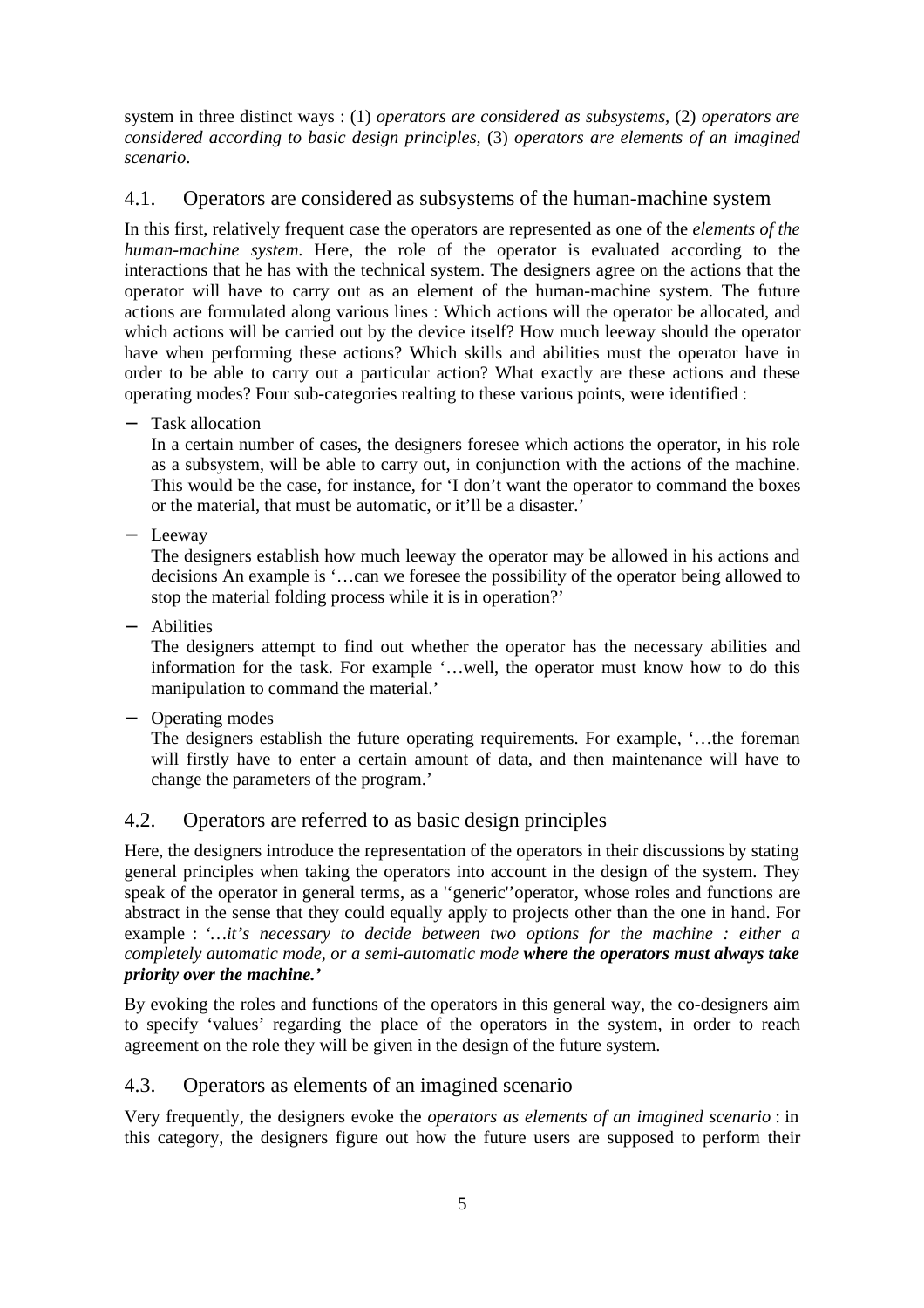system in three distinct ways : (1) *operators are considered as subsystems,* (2) *operators are considered according to basic design principles,* (3) *operators are elements of an imagined scenario*.

## 4.1. Operators are considered as subsystems of the human-machine system

In this first, relatively frequent case the operators are represented as one of the *elements of the human-machine system.* Here, the role of the operator is evaluated according to the interactions that he has with the technical system. The designers agree on the actions that the operator will have to carry out as an element of the human-machine system. The future actions are formulated along various lines : Which actions will the operator be allocated, and which actions will be carried out by the device itself? How much leeway should the operator have when performing these actions? Which skills and abilities must the operator have in order to be able to carry out a particular action? What exactly are these actions and these operating modes? Four sub-categories realting to these various points, were identified :

- Task allocation
  In a certain number of cases, the designers foresee which actions the operator, in his role as a subsystem, will be able to carry out, in conjunction with the actions of the machine. This would be the case, for instance, for 'I don't want the operator to command the boxes or the material, that must be automatic, or it'll be a disaster.'
- Leeway
  The designers establish how much leeway the operator may be allowed in his actions and decisions An example is '…can we foresee the possibility of the operator being allowed to stop the material folding process while it is in operation?'
- Abilities
  The designers attempt to find out whether the operator has the necessary abilities and information for the task. For example '…well, the operator must know how to do this manipulation to command the material.'
- Operating modes
  The designers establish the future operating requirements. For example, '…the foreman will firstly have to enter a certain amount of data, and then maintenance will have to change the parameters of the program.'

## 4.2. Operators are referred to as basic design principles

Here, the designers introduce the representation of the operators in their discussions by stating general principles when taking the operators into account in the design of the system. They speak of the operator in general terms, as a ''generic''operator, whose roles and functions are abstract in the sense that they could equally apply to projects other than the one in hand. For example : *'…it's necessary to decide between two options for the machine : either a completely automatic mode, or a semi-automatic mode* ***where the operators must always take priority over the machine.'***

By evoking the roles and functions of the operators in this general way, the co-designers aim to specify 'values' regarding the place of the operators in the system, in order to reach agreement on the role they will be given in the design of the future system.

## 4.3. Operators as elements of an imagined scenario

Very frequently, the designers evoke the *operators as elements of an imagined scenario* : in this category, the designers figure out how the future users are supposed to perform their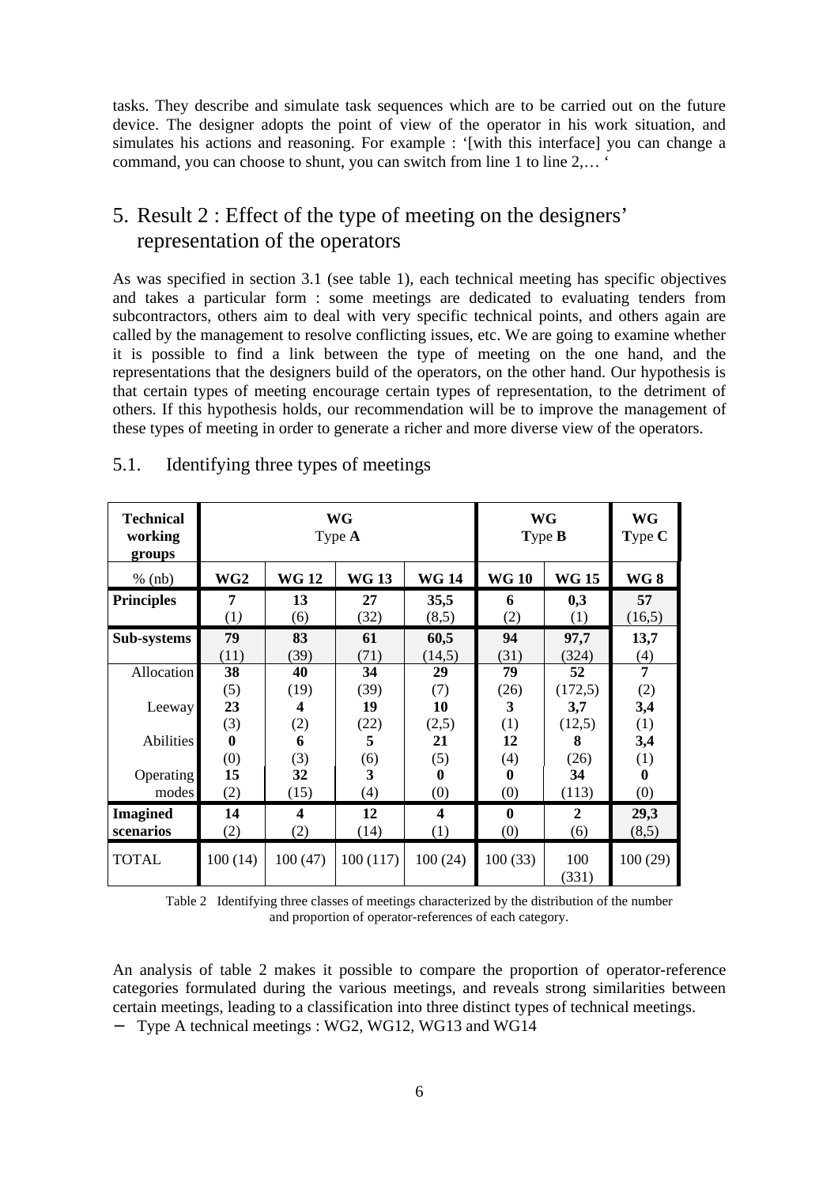tasks. They describe and simulate task sequences which are to be carried out on the future device. The designer adopts the point of view of the operator in his work situation, and simulates his actions and reasoning. For example : '[with this interface] you can change a command, you can choose to shunt, you can switch from line 1 to line 2,… '

# 5. Result 2 : Effect of the type of meeting on the designers' representation of the operators

As was specified in section 3.1 (see table 1), each technical meeting has specific objectives and takes a particular form : some meetings are dedicated to evaluating tenders from subcontractors, others aim to deal with very specific technical points, and others again are called by the management to resolve conflicting issues, etc. We are going to examine whether it is possible to find a link between the type of meeting on the one hand, and the representations that the designers build of the operators, on the other hand. Our hypothesis is that certain types of meeting encourage certain types of representation, to the detriment of others. If this hypothesis holds, our recommendation will be to improve the management of these types of meeting in order to generate a richer and more diverse view of the operators.

## 5.1. Identifying three types of meetings

| **Technical working groups** | **WG** Type **A** | | | | **WG** **Type B** | | **WG** Type **C** |
|---|---|---|---|---|---|---|---|
| % (nb) | **WG2** | **WG 12** | **WG 13** | **WG 14** | **WG 10** | **WG 15** | **WG 8** |
| **Principles** | **7** (1) | **13** (6) | **27** (32) | **35,5** (8,5) | **6** (2) | **0,3** (1) | **57** (16,5) |
| **Sub-systems** | **79** (11) | **83** (39) | **61** (71) | **60,5** (14,5) | **94** (31) | **97,7** (324) | **13,7** (4) |
| Allocation | **38** (5) | **40** (19) | **34** (39) | **29** (7) | **79** (26) | **52** (172,5) | **7** (2) |
| Leeway | **23** (3) | **4** (2) | **19** (22) | **10** (2,5) | **3** (1) | **3,7** (12,5) | **3,4** (1) |
| Abilities | **0** (0) | **6** (3) | **5** (6) | **21** (5) | **12** (4) | **8** (26) | **3,4** (1) |
| Operating modes | **15** (2) | **32** (15) | **3** (4) | **0** (0) | **0** (0) | **34** (113) | **0** (0) |
| **Imagined scenarios** | **14** (2) | **4** (2) | **12** (14) | **4** (1) | **0** (0) | **2** (6) | **29,3** (8,5) |
| TOTAL | 100 (14) | 100 (47) | 100 (117) | 100 (24) | 100 (33) | 100 (331) | 100 (29) |

Table 2 Identifying three classes of meetings characterized by the distribution of the number and proportion of operator-references of each category.

An analysis of table 2 makes it possible to compare the proportion of operator-reference categories formulated during the various meetings, and reveals strong similarities between certain meetings, leading to a classification into three distinct types of technical meetings.

- Type A technical meetings : WG2, WG12, WG13 and WG14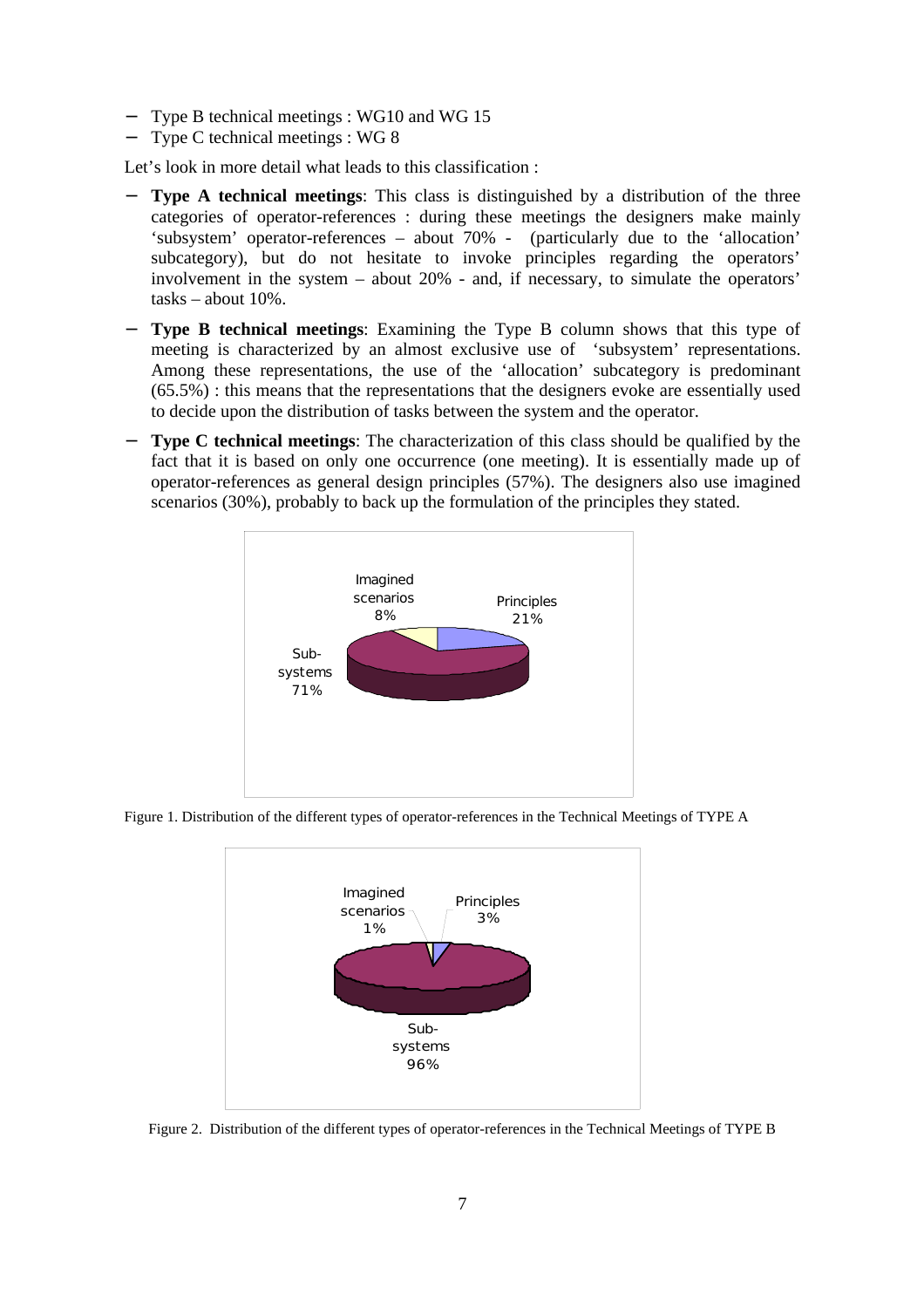- Type B technical meetings : WG10 and WG 15
- Type C technical meetings : WG 8

Let's look in more detail what leads to this classification :

- **Type A technical meetings**: This class is distinguished by a distribution of the three categories of operator-references : during these meetings the designers make mainly 'subsystem' operator-references – about 70% - (particularly due to the 'allocation' subcategory), but do not hesitate to invoke principles regarding the operators' involvement in the system – about 20% - and, if necessary, to simulate the operators' tasks – about 10%.
- **Type B technical meetings**: Examining the Type B column shows that this type of meeting is characterized by an almost exclusive use of 'subsystem' representations. Among these representations, the use of the 'allocation' subcategory is predominant (65.5%) : this means that the representations that the designers evoke are essentially used to decide upon the distribution of tasks between the system and the operator.
- **Type C technical meetings**: The characterization of this class should be qualified by the fact that it is based on only one occurrence (one meeting). It is essentially made up of operator-references as general design principles (57%). The designers also use imagined scenarios (30%), probably to back up the formulation of the principles they stated.

Imagined scenarios 8%
Principles 21%
Sub-systems 71%

Figure 1. Distribution of the different types of operator-references in the Technical Meetings of TYPE A

Imagined scenarios 1%
Principles 3%
Sub-systems 96%

Figure 2. Distribution of the different types of operator-references in the Technical Meetings of TYPE B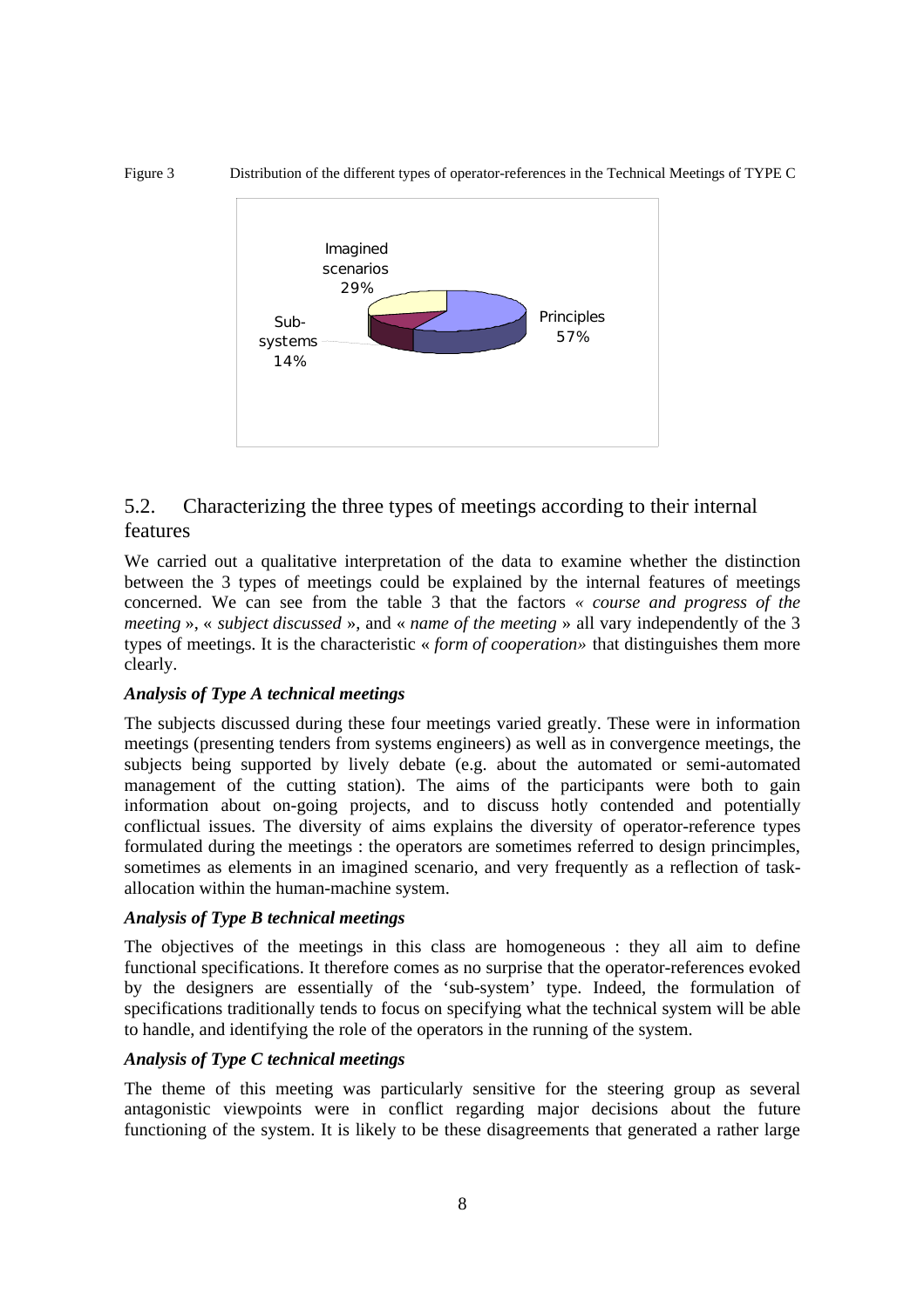Figure 3 Distribution of the different types of operator-references in the Technical Meetings of TYPE C

Imagined scenarios 29%

Sub-systems 14%

Principles 57%

## 5.2. Characterizing the three types of meetings according to their internal features

We carried out a qualitative interpretation of the data to examine whether the distinction between the 3 types of meetings could be explained by the internal features of meetings concerned. We can see from the table 3 that the factors *« course and progress of the meeting »*, « *subject discussed* », and « *name of the meeting* » all vary independently of the 3 types of meetings. It is the characteristic « *form of cooperation»* that distinguishes them more clearly.

***Analysis of Type A technical meetings***

The subjects discussed during these four meetings varied greatly. These were in information meetings (presenting tenders from systems engineers) as well as in convergence meetings, the subjects being supported by lively debate (e.g. about the automated or semi-automated management of the cutting station). The aims of the participants were both to gain information about on-going projects, and to discuss hotly contended and potentially conflictual issues. The diversity of aims explains the diversity of operator-reference types formulated during the meetings : the operators are sometimes referred to design princimples, sometimes as elements in an imagined scenario, and very frequently as a reflection of task-allocation within the human-machine system.

***Analysis of Type B technical meetings***

The objectives of the meetings in this class are homogeneous : they all aim to define functional specifications. It therefore comes as no surprise that the operator-references evoked by the designers are essentially of the 'sub-system' type. Indeed, the formulation of specifications traditionally tends to focus on specifying what the technical system will be able to handle, and identifying the role of the operators in the running of the system.

***Analysis of Type C technical meetings***

The theme of this meeting was particularly sensitive for the steering group as several antagonistic viewpoints were in conflict regarding major decisions about the future functioning of the system. It is likely to be these disagreements that generated a rather large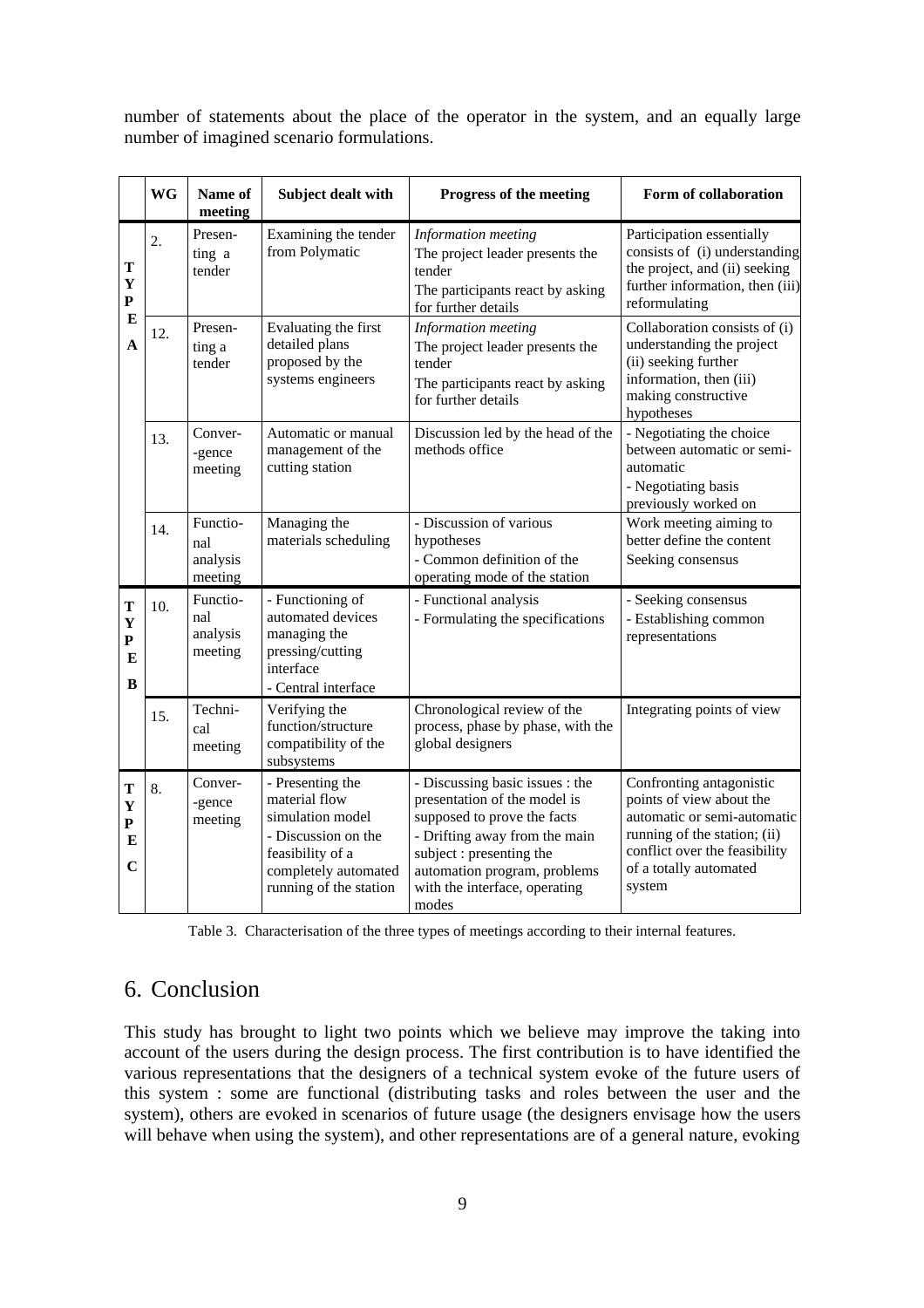number of statements about the place of the operator in the system, and an equally large number of imagined scenario formulations.

| | WG | Name of meeting | Subject dealt with | Progress of the meeting | Form of collaboration |
|---|---|---|---|---|---|
| TYPE A | 2. | Presenting a tender | Examining the tender from Polymatic | *Information meeting* The project leader presents the tender The participants react by asking for further details | Participation essentially consists of (i) understanding the project, and (ii) seeking further information, then (iii) reformulating |
| | 12. | Presenting a tender | Evaluating the first detailed plans proposed by the systems engineers | *Information meeting* The project leader presents the tender The participants react by asking for further details | Collaboration consists of (i) understanding the project (ii) seeking further information, then (iii) making constructive hypotheses |
| | 13. | Convergence meeting | Automatic or manual management of the cutting station | Discussion led by the head of the methods office | - Negotiating the choice between automatic or semi-automatic - Negotiating basis previously worked on |
| | 14. | Functional analysis meeting | Managing the materials scheduling | - Discussion of various hypotheses - Common definition of the operating mode of the station | Work meeting aiming to better define the content Seeking consensus |
| TYPE B | 10. | Functional analysis meeting | - Functioning of automated devices managing the pressing/cutting interface - Central interface | - Functional analysis - Formulating the specifications | - Seeking consensus - Establishing common representations |
| | 15. | Technical meeting | Verifying the function/structure compatibility of the subsystems | Chronological review of the process, phase by phase, with the global designers | Integrating points of view |
| TYPE C | 8. | Convergence meeting | - Presenting the material flow simulation model - Discussion on the feasibility of a completely automated running of the station | - Discussing basic issues : the presentation of the model is supposed to prove the facts - Drifting away from the main subject : presenting the automation program, problems with the interface, operating modes | Confronting antagonistic points of view about the automatic or semi-automatic running of the station; (ii) conflict over the feasibility of a totally automated system |

Table 3. Characterisation of the three types of meetings according to their internal features.

## 6. Conclusion

This study has brought to light two points which we believe may improve the taking into account of the users during the design process. The first contribution is to have identified the various representations that the designers of a technical system evoke of the future users of this system : some are functional (distributing tasks and roles between the user and the system), others are evoked in scenarios of future usage (the designers envisage how the users will behave when using the system), and other representations are of a general nature, evoking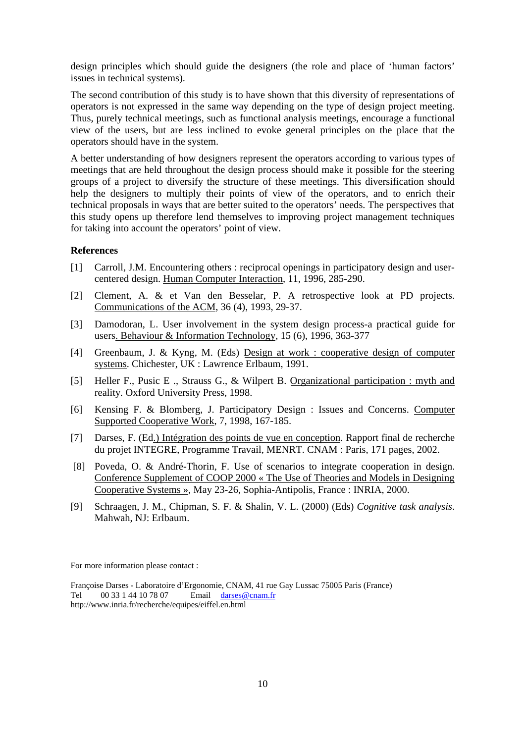design principles which should guide the designers (the role and place of 'human factors' issues in technical systems).

The second contribution of this study is to have shown that this diversity of representations of operators is not expressed in the same way depending on the type of design project meeting. Thus, purely technical meetings, such as functional analysis meetings, encourage a functional view of the users, but are less inclined to evoke general principles on the place that the operators should have in the system.

A better understanding of how designers represent the operators according to various types of meetings that are held throughout the design process should make it possible for the steering groups of a project to diversify the structure of these meetings. This diversification should help the designers to multiply their points of view of the operators, and to enrich their technical proposals in ways that are better suited to the operators' needs. The perspectives that this study opens up therefore lend themselves to improving project management techniques for taking into account the operators' point of view.

### References

[1] Carroll, J.M. Encountering others : reciprocal openings in participatory design and user-centered design. Human Computer Interaction, 11, 1996, 285-290.

[2] Clement, A. & et Van den Besselar, P. A retrospective look at PD projects. Communications of the ACM, 36 (4), 1993, 29-37.

[3] Damodoran, L. User involvement in the system design process-a practical guide for users. Behaviour & Information Technology, 15 (6), 1996, 363-377

[4] Greenbaum, J. & Kyng, M. (Eds) Design at work : cooperative design of computer systems. Chichester, UK : Lawrence Erlbaum, 1991.

[5] Heller F., Pusic E ., Strauss G., & Wilpert B. Organizational participation : myth and reality. Oxford University Press, 1998.

[6] Kensing F. & Blomberg, J. Participatory Design : Issues and Concerns. Computer Supported Cooperative Work, 7, 1998, 167-185.

[7] Darses, F. (Ed.) Intégration des points de vue en conception. Rapport final de recherche du projet INTEGRE, Programme Travail, MENRT. CNAM : Paris, 171 pages, 2002.

[8] Poveda, O. & André-Thorin, F. Use of scenarios to integrate cooperation in design. Conference Supplement of COOP 2000 « The Use of Theories and Models in Designing Cooperative Systems », May 23-26, Sophia-Antipolis, France : INRIA, 2000.

[9] Schraagen, J. M., Chipman, S. F. & Shalin, V. L. (2000) (Eds) *Cognitive task analysis*. Mahwah, NJ: Erlbaum.

For more information please contact :

Françoise Darses - Laboratoire d'Ergonomie, CNAM, 41 rue Gay Lussac 75005 Paris (France)
Tel 00 33 1 44 10 78 07 Email darses@cnam.fr
http://www.inria.fr/recherche/equipes/eiffel.en.html